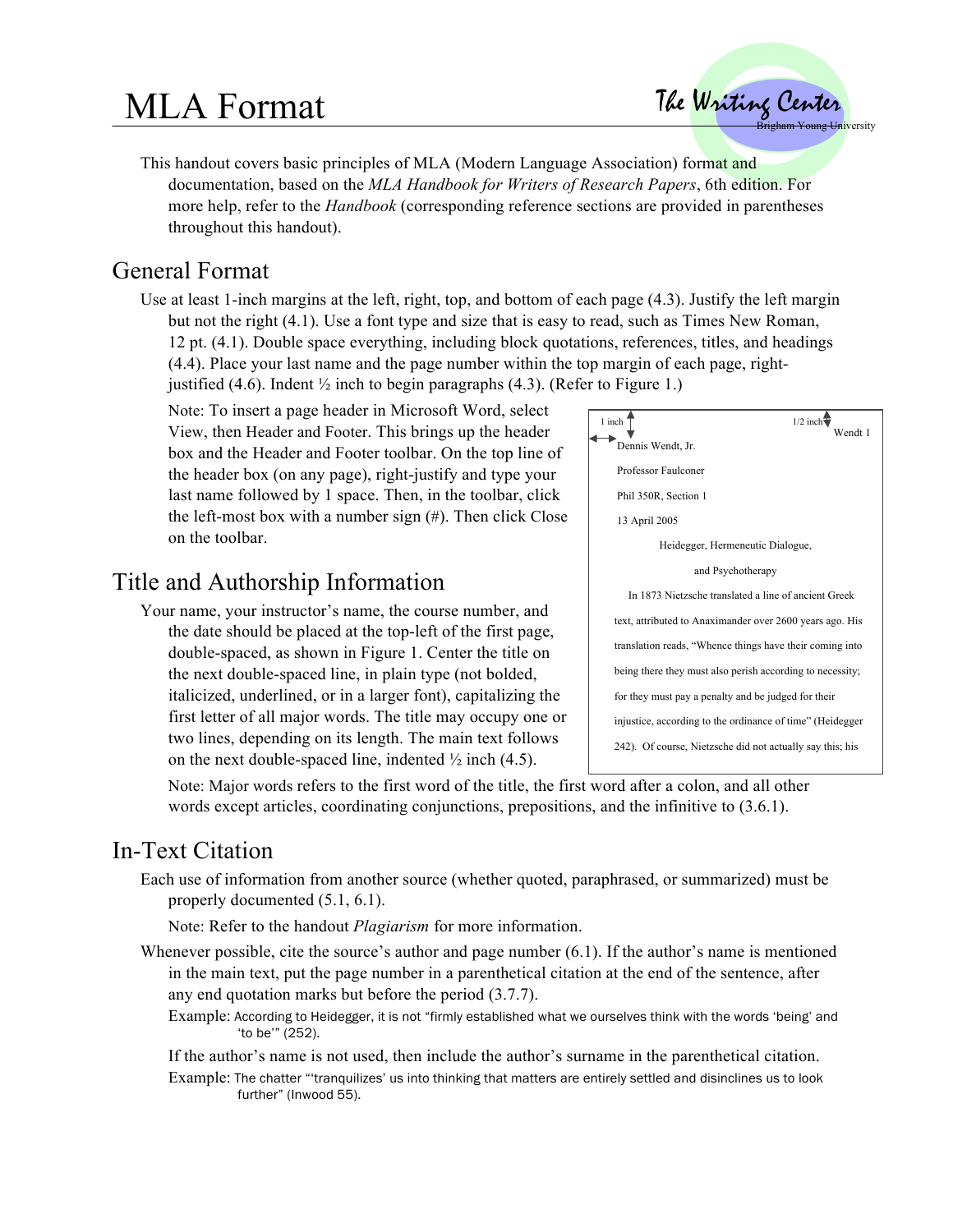# MLA Format

This handout covers basic principles of MLA (Modern Language Association) format and documentation, based on the *MLA Handbook for Writers of Research Papers*, 6th edition. For more help, refer to the *Handbook* (corresponding reference sections are provided in parentheses throughout this handout).

## General Format

Use at least 1-inch margins at the left, right, top, and bottom of each page (4.3). Justify the left margin but not the right (4.1). Use a font type and size that is easy to read, such as Times New Roman, 12 pt. (4.1). Double space everything, including block quotations, references, titles, and headings (4.4). Place your last name and the page number within the top margin of each page, right-justified (4.6). Indent ½ inch to begin paragraphs (4.3). (Refer to Figure 1.)

Note: To insert a page header in Microsoft Word, select View, then Header and Footer. This brings up the header box and the Header and Footer toolbar. On the top line of the header box (on any page), right-justify and type your last name followed by 1 space. Then, in the toolbar, click the left-most box with a number sign (#). Then click Close on the toolbar.

```
1 inch                                        1/2 inch
                                                Wendt 1
Dennis Wendt, Jr.

Professor Faulconer

Phil 350R, Section 1

13 April 2005

          Heidegger, Hermeneutic Dialogue,

                  and Psychotherapy

     In 1873 Nietzsche translated a line of ancient Greek

text, attributed to Anaximander over 2600 years ago. His

translation reads, "Whence things have their coming into

being there they must also perish according to necessity;

for they must pay a penalty and be judged for their

injustice, according to the ordinance of time" (Heidegger

242). Of course, Nietzsche did not actually say this; his
```

## Title and Authorship Information

Your name, your instructor's name, the course number, and the date should be placed at the top-left of the first page, double-spaced, as shown in Figure 1. Center the title on the next double-spaced line, in plain type (not bolded, italicized, underlined, or in a larger font), capitalizing the first letter of all major words. The title may occupy one or two lines, depending on its length. The main text follows on the next double-spaced line, indented ½ inch (4.5).

Note: Major words refers to the first word of the title, the first word after a colon, and all other words except articles, coordinating conjunctions, prepositions, and the infinitive to (3.6.1).

## In-Text Citation

Each use of information from another source (whether quoted, paraphrased, or summarized) must be properly documented (5.1, 6.1).

Note: Refer to the handout *Plagiarism* for more information.

Whenever possible, cite the source's author and page number (6.1). If the author's name is mentioned in the main text, put the page number in a parenthetical citation at the end of the sentence, after any end quotation marks but before the period (3.7.7).

Example: According to Heidegger, it is not "firmly established what we ourselves think with the words 'being' and 'to be'" (252).

If the author's name is not used, then include the author's surname in the parenthetical citation.

Example: The chatter "'tranquilizes' us into thinking that matters are entirely settled and disinclines us to look further" (Inwood 55).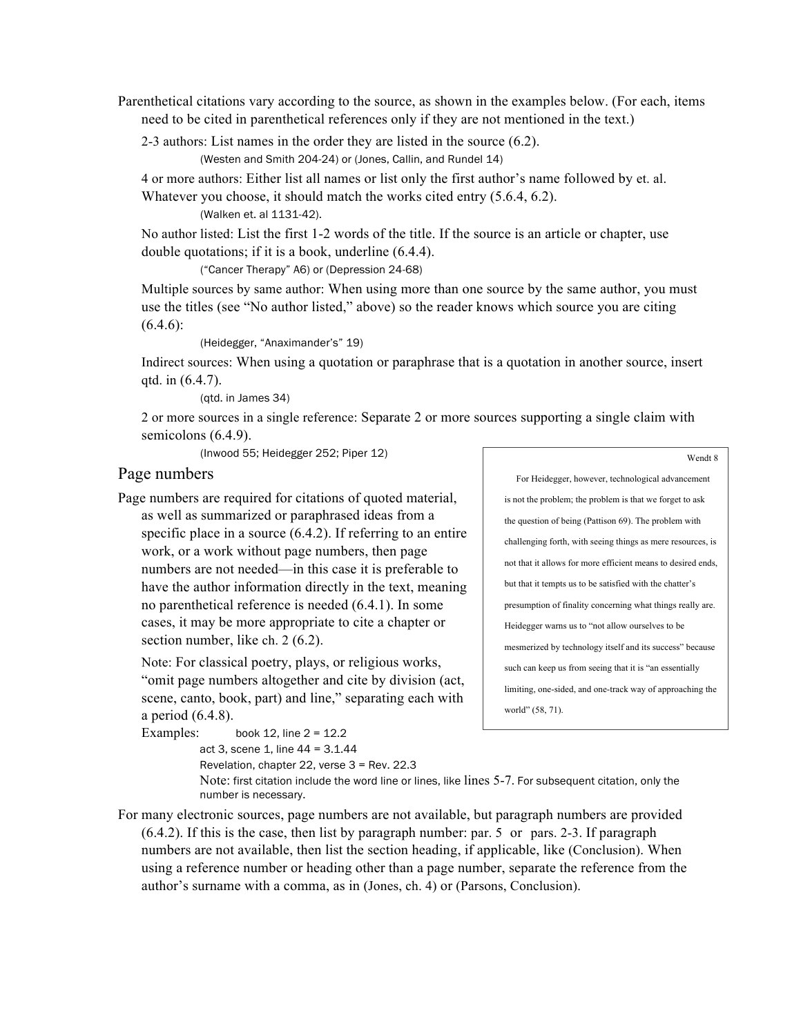Parenthetical citations vary according to the source, as shown in the examples below. (For each, items need to be cited in parenthetical references only if they are not mentioned in the text.)

2-3 authors: List names in the order they are listed in the source (6.2).

(Westen and Smith 204-24) or (Jones, Callin, and Rundel 14)

4 or more authors: Either list all names or list only the first author's name followed by et. al. Whatever you choose, it should match the works cited entry (5.6.4, 6.2).

(Walken et. al 1131-42).

No author listed: List the first 1-2 words of the title. If the source is an article or chapter, use double quotations; if it is a book, underline (6.4.4).

("Cancer Therapy" A6) or (Depression 24-68)

Multiple sources by same author: When using more than one source by the same author, you must use the titles (see "No author listed," above) so the reader knows which source you are citing (6.4.6):

(Heidegger, "Anaximander's" 19)

Indirect sources: When using a quotation or paraphrase that is a quotation in another source, insert qtd. in (6.4.7).

(qtd. in James 34)

2 or more sources in a single reference: Separate 2 or more sources supporting a single claim with semicolons (6.4.9).

(Inwood 55; Heidegger 252; Piper 12)

## Page numbers

Page numbers are required for citations of quoted material, as well as summarized or paraphrased ideas from a specific place in a source (6.4.2). If referring to an entire work, or a work without page numbers, then page numbers are not needed—in this case it is preferable to have the author information directly in the text, meaning no parenthetical reference is needed (6.4.1). In some cases, it may be more appropriate to cite a chapter or section number, like ch. 2 (6.2).

Note: For classical poetry, plays, or religious works, "omit page numbers altogether and cite by division (act, scene, canto, book, part) and line," separating each with a period (6.4.8).

> Wendt 8
>
> For Heidegger, however, technological advancement is not the problem; the problem is that we forget to ask the question of being (Pattison 69). The problem with challenging forth, with seeing things as mere resources, is not that it allows for more efficient means to desired ends, but that it tempts us to be satisfied with the chatter's presumption of finality concerning what things really are. Heidegger warns us to "not allow ourselves to be mesmerized by technology itself and its success" because such can keep us from seeing that it is "an essentially limiting, one-sided, and one-track way of approaching the world" (58, 71).

Examples: book 12, line 2 = 12.2

act 3, scene 1, line 44 = 3.1.44

Revelation, chapter 22, verse 3 = Rev. 22.3

Note: first citation include the word line or lines, like lines 5-7. For subsequent citation, only the number is necessary.

For many electronic sources, page numbers are not available, but paragraph numbers are provided (6.4.2). If this is the case, then list by paragraph number: par. 5 or pars. 2-3. If paragraph numbers are not available, then list the section heading, if applicable, like (Conclusion). When using a reference number or heading other than a page number, separate the reference from the author's surname with a comma, as in (Jones, ch. 4) or (Parsons, Conclusion).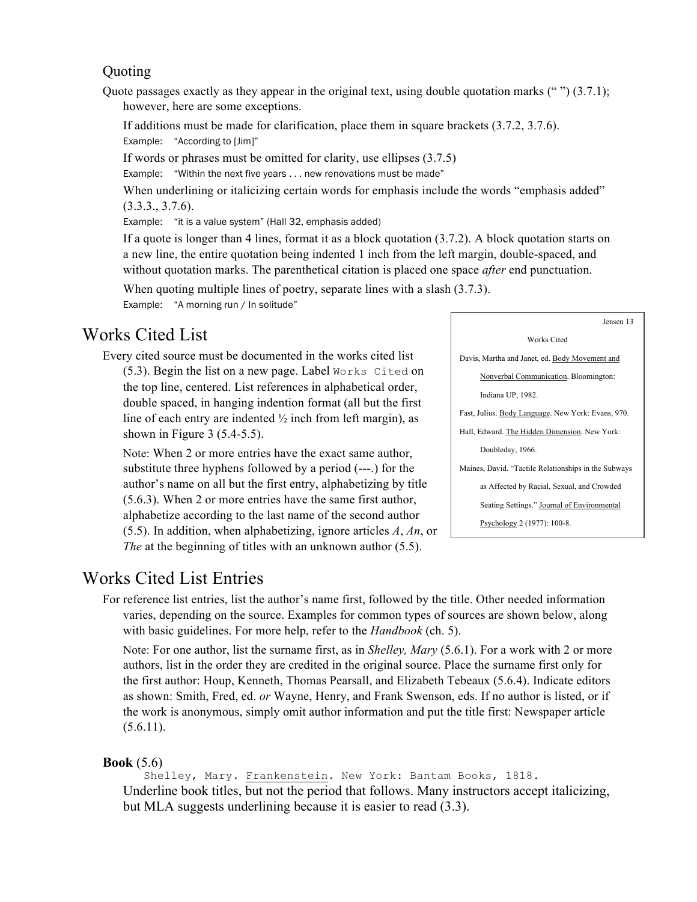### Quoting

Quote passages exactly as they appear in the original text, using double quotation marks (" ") (3.7.1); however, here are some exceptions.

If additions must be made for clarification, place them in square brackets (3.7.2, 3.7.6).

Example: "According to [Jim]"

If words or phrases must be omitted for clarity, use ellipses (3.7.5)

Example: "Within the next five years . . . new renovations must be made"

When underlining or italicizing certain words for emphasis include the words "emphasis added" (3.3.3., 3.7.6).

Example: "it is a value system" (Hall 32, emphasis added)

If a quote is longer than 4 lines, format it as a block quotation (3.7.2). A block quotation starts on a new line, the entire quotation being indented 1 inch from the left margin, double-spaced, and without quotation marks. The parenthetical citation is placed one space *after* end punctuation.

When quoting multiple lines of poetry, separate lines with a slash (3.7.3).

Example: "A morning run / In solitude"

## Works Cited List

Every cited source must be documented in the works cited list (5.3). Begin the list on a new page. Label `Works Cited` on the top line, centered. List references in alphabetical order, double spaced, in hanging indention format (all but the first line of each entry are indented ½ inch from left margin), as shown in Figure 3 (5.4-5.5).

Note: When 2 or more entries have the exact same author, substitute three hyphens followed by a period (---.) for the author's name on all but the first entry, alphabetizing by title (5.6.3). When 2 or more entries have the same first author, alphabetize according to the last name of the second author (5.5). In addition, when alphabetizing, ignore articles *A*, *An*, or *The* at the beginning of titles with an unknown author (5.5).

> Jensen 13
>
> Works Cited
>
> Davis, Martha and Janet, ed. Body Movement and Nonverbal Communication. Bloomington: Indiana UP, 1982.
>
> Fast, Julius. Body Language. New York: Evans, 970.
>
> Hall, Edward. The Hidden Dimension. New York: Doubleday, 1966.
>
> Maines, David. "Tactile Relationships in the Subways as Affected by Racial, Sexual, and Crowded Seating Settings." Journal of Environmental Psychology 2 (1977): 100-8.

## Works Cited List Entries

For reference list entries, list the author's name first, followed by the title. Other needed information varies, depending on the source. Examples for common types of sources are shown below, along with basic guidelines. For more help, refer to the *Handbook* (ch. 5).

Note: For one author, list the surname first, as in *Shelley, Mary* (5.6.1). For a work with 2 or more authors, list in the order they are credited in the original source. Place the surname first only for the first author: Houp, Kenneth, Thomas Pearsall, and Elizabeth Tebeaux (5.6.4). Indicate editors as shown: Smith, Fred, ed. *or* Wayne, Henry, and Frank Swenson, eds. If no author is listed, or if the work is anonymous, simply omit author information and put the title first: Newspaper article (5.6.11).

**Book** (5.6)

```
Shelley, Mary. Frankenstein. New York: Bantam Books, 1818.
```

Underline book titles, but not the period that follows. Many instructors accept italicizing, but MLA suggests underlining because it is easier to read (3.3).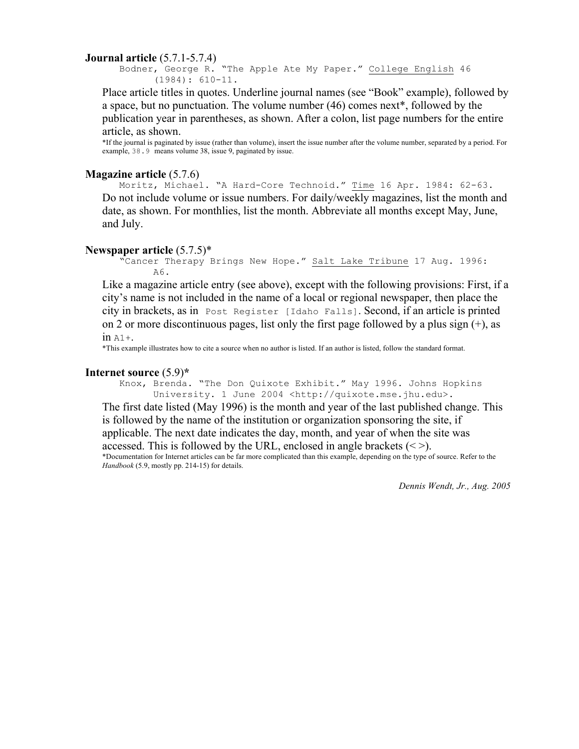**Journal article** (5.7.1-5.7.4)

Bodner, George R. "The Apple Ate My Paper." <u>College English</u> 46 (1984): 610-11.

Place article titles in quotes. Underline journal names (see "Book" example), followed by a space, but no punctuation. The volume number (46) comes next*, followed by the publication year in parentheses, as shown. After a colon, list page numbers for the entire article, as shown.

*If the journal is paginated by issue (rather than volume), insert the issue number after the volume number, separated by a period. For example, `38.9` means volume 38, issue 9, paginated by issue.

**Magazine article** (5.7.6)

Moritz, Michael. "A Hard-Core Technoid." <u>Time</u> 16 Apr. 1984: 62-63.

Do not include volume or issue numbers. For daily/weekly magazines, list the month and date, as shown. For monthlies, list the month. Abbreviate all months except May, June, and July.

**Newspaper article** (5.7.5)*

"Cancer Therapy Brings New Hope." <u>Salt Lake Tribune</u> 17 Aug. 1996: A6.

Like a magazine article entry (see above), except with the following provisions: First, if a city's name is not included in the name of a local or regional newspaper, then place the city in brackets, as in `Post Register [Idaho Falls]`. Second, if an article is printed on 2 or more discontinuous pages, list only the first page followed by a plus sign (+), as in `A1+`.

*This example illustrates how to cite a source when no author is listed. If an author is listed, follow the standard format.

**Internet source** (5.9)*

Knox, Brenda. "The Don Quixote Exhibit." May 1996. Johns Hopkins University. 1 June 2004 <http://quixote.mse.jhu.edu>.

The first date listed (May 1996) is the month and year of the last published change. This is followed by the name of the institution or organization sponsoring the site, if applicable. The next date indicates the day, month, and year of when the site was accessed. This is followed by the URL, enclosed in angle brackets (< >).

*Documentation for Internet articles can be far more complicated than this example, depending on the type of source. Refer to the *Handbook* (5.9, mostly pp. 214-15) for details.

*Dennis Wendt, Jr., Aug. 2005*